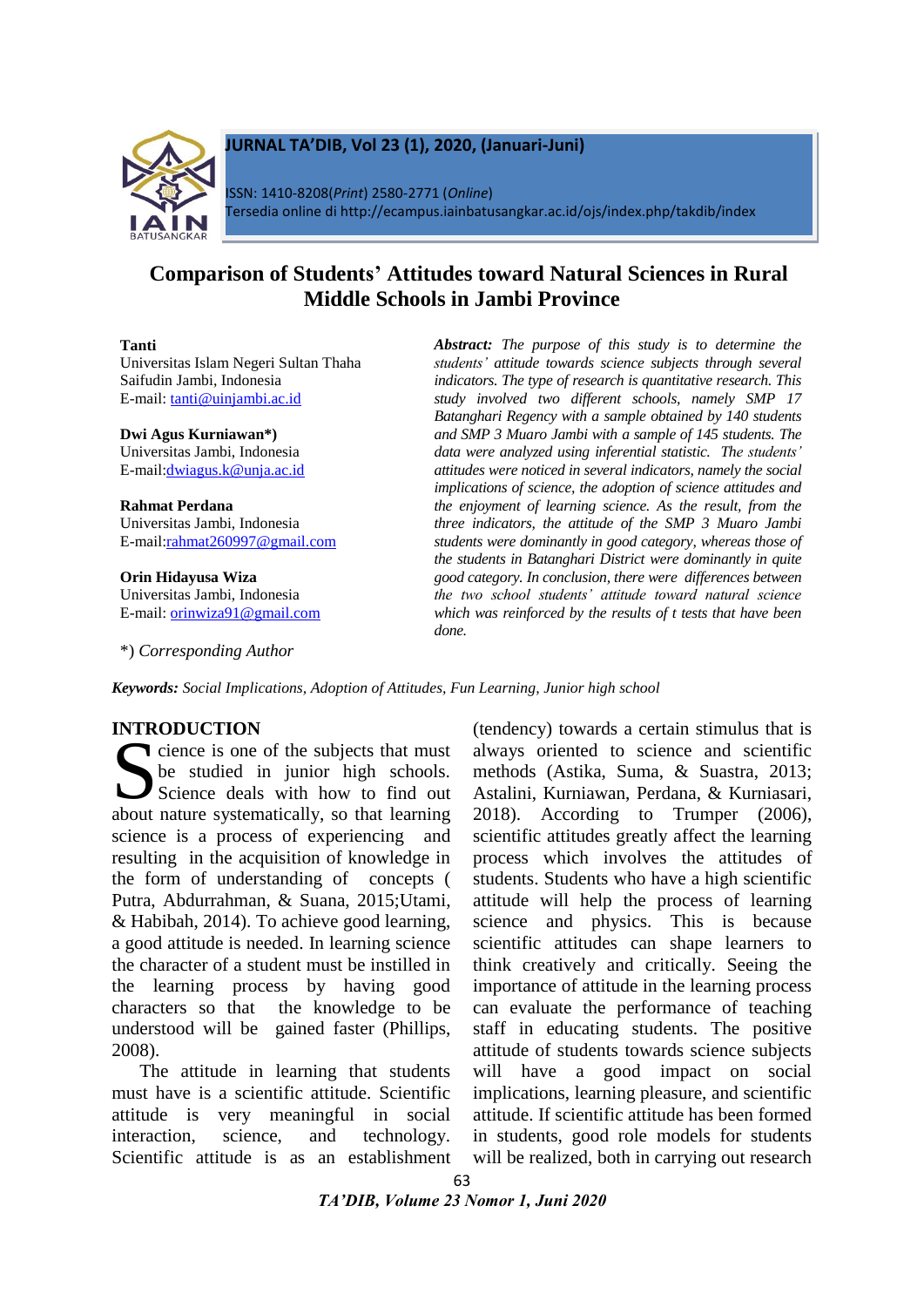# Comparison of Students' Attitudes toward Natural Sciences in Rural Middle Schools in Jambi Province

**Tanti**
Universitas Islam Negeri Sultan Thaha Saifudin Jambi, Indonesia
E-mail: tanti@uinjambi.ac.id

**Dwi Agus Kurniawan*)**
Universitas Jambi, Indonesia
E-mail:dwiagus.k@unja.ac.id

**Rahmat Perdana**
Universitas Jambi, Indonesia
E-mail:rahmat260997@gmail.com

**Orin Hidayusa Wiza**
Universitas Jambi, Indonesia
E-mail: orinwiza91@gmail.com

*) *Corresponding Author*

***Abstract:*** *The purpose of this study is to determine the students' attitude towards science subjects through several indicators. The type of research is quantitative research. This study involved two different schools, namely SMP 17 Batanghari Regency with a sample obtained by 140 students and SMP 3 Muaro Jambi with a sample of 145 students. The data were analyzed using inferential statistic. The students' attitudes were noticed in several indicators, namely the social implications of science, the adoption of science attitudes and the enjoyment of learning science. As the result, from the three indicators, the attitude of the SMP 3 Muaro Jambi students were dominantly in good category, whereas those of the students in Batanghari District were dominantly in quite good category. In conclusion, there were differences between the two school students' attitude toward natural science which was reinforced by the results of t tests that have been done.*

***Keywords:*** *Social Implications, Adoption of Attitudes, Fun Learning, Junior high school*

## INTRODUCTION

Science is one of the subjects that must be studied in junior high schools. Science deals with how to find out about nature systematically, so that learning science is a process of experiencing and resulting in the acquisition of knowledge in the form of understanding of concepts ( Putra, Abdurrahman, & Suana, 2015;Utami, & Habibah, 2014). To achieve good learning, a good attitude is needed. In learning science the character of a student must be instilled in the learning process by having good characters so that the knowledge to be understood will be gained faster (Phillips, 2008).

The attitude in learning that students must have is a scientific attitude. Scientific attitude is very meaningful in social interaction, science, and technology. Scientific attitude is as an establishment (tendency) towards a certain stimulus that is always oriented to science and scientific methods (Astika, Suma, & Suastra, 2013; Astalini, Kurniawan, Perdana, & Kurniasari, 2018). According to Trumper (2006), scientific attitudes greatly affect the learning process which involves the attitudes of students. Students who have a high scientific attitude will help the process of learning science and physics. This is because scientific attitudes can shape learners to think creatively and critically. Seeing the importance of attitude in the learning process can evaluate the performance of teaching staff in educating students. The positive attitude of students towards science subjects will have a good impact on social implications, learning pleasure, and scientific attitude. If scientific attitude has been formed in students, good role models for students will be realized, both in carrying out research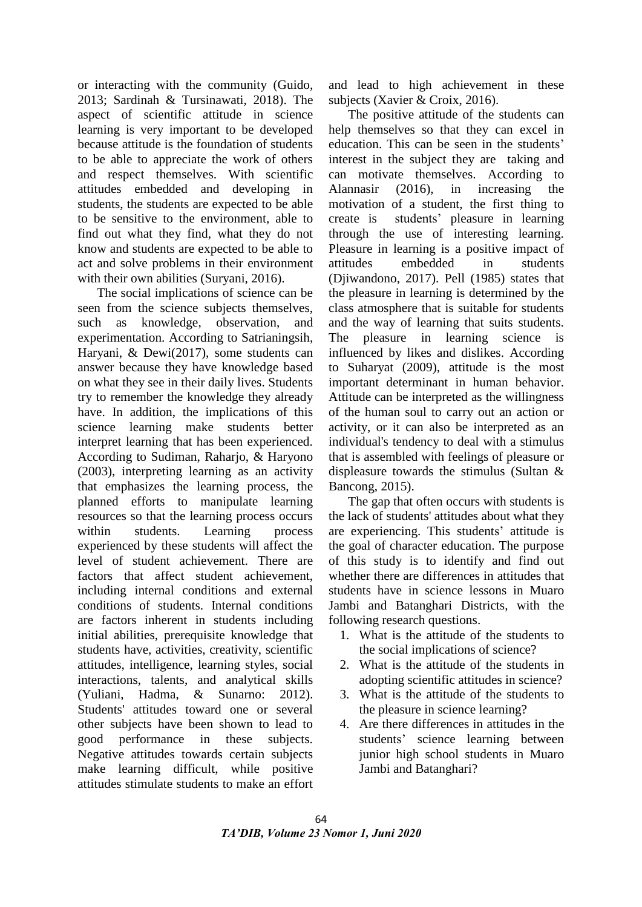or interacting with the community (Guido, 2013; Sardinah & Tursinawati, 2018). The aspect of scientific attitude in science learning is very important to be developed because attitude is the foundation of students to be able to appreciate the work of others and respect themselves. With scientific attitudes embedded and developing in students, the students are expected to be able to be sensitive to the environment, able to find out what they find, what they do not know and students are expected to be able to act and solve problems in their environment with their own abilities (Suryani, 2016).

The social implications of science can be seen from the science subjects themselves, such as knowledge, observation, and experimentation. According to Satrianingsih, Haryani, & Dewi(2017), some students can answer because they have knowledge based on what they see in their daily lives. Students try to remember the knowledge they already have. In addition, the implications of this science learning make students better interpret learning that has been experienced. According to Sudiman, Raharjo, & Haryono (2003), interpreting learning as an activity that emphasizes the learning process, the planned efforts to manipulate learning resources so that the learning process occurs within students. Learning process experienced by these students will affect the level of student achievement. There are factors that affect student achievement, including internal conditions and external conditions of students. Internal conditions are factors inherent in students including initial abilities, prerequisite knowledge that students have, activities, creativity, scientific attitudes, intelligence, learning styles, social interactions, talents, and analytical skills (Yuliani, Hadma, & Sunarno: 2012). Students' attitudes toward one or several other subjects have been shown to lead to good performance in these subjects. Negative attitudes towards certain subjects make learning difficult, while positive attitudes stimulate students to make an effort and lead to high achievement in these subjects (Xavier & Croix, 2016).

The positive attitude of the students can help themselves so that they can excel in education. This can be seen in the students' interest in the subject they are taking and can motivate themselves. According to Alannasir (2016), in increasing the motivation of a student, the first thing to create is students' pleasure in learning through the use of interesting learning. Pleasure in learning is a positive impact of attitudes embedded in students (Djiwandono, 2017). Pell (1985) states that the pleasure in learning is determined by the class atmosphere that is suitable for students and the way of learning that suits students. The pleasure in learning science is influenced by likes and dislikes. According to Suharyat (2009), attitude is the most important determinant in human behavior. Attitude can be interpreted as the willingness of the human soul to carry out an action or activity, or it can also be interpreted as an individual's tendency to deal with a stimulus that is assembled with feelings of pleasure or displeasure towards the stimulus (Sultan & Bancong, 2015).

The gap that often occurs with students is the lack of students' attitudes about what they are experiencing. This students' attitude is the goal of character education. The purpose of this study is to identify and find out whether there are differences in attitudes that students have in science lessons in Muaro Jambi and Batanghari Districts, with the following research questions.

1. What is the attitude of the students to the social implications of science?
2. What is the attitude of the students in adopting scientific attitudes in science?
3. What is the attitude of the students to the pleasure in science learning?
4. Are there differences in attitudes in the students' science learning between junior high school students in Muaro Jambi and Batanghari?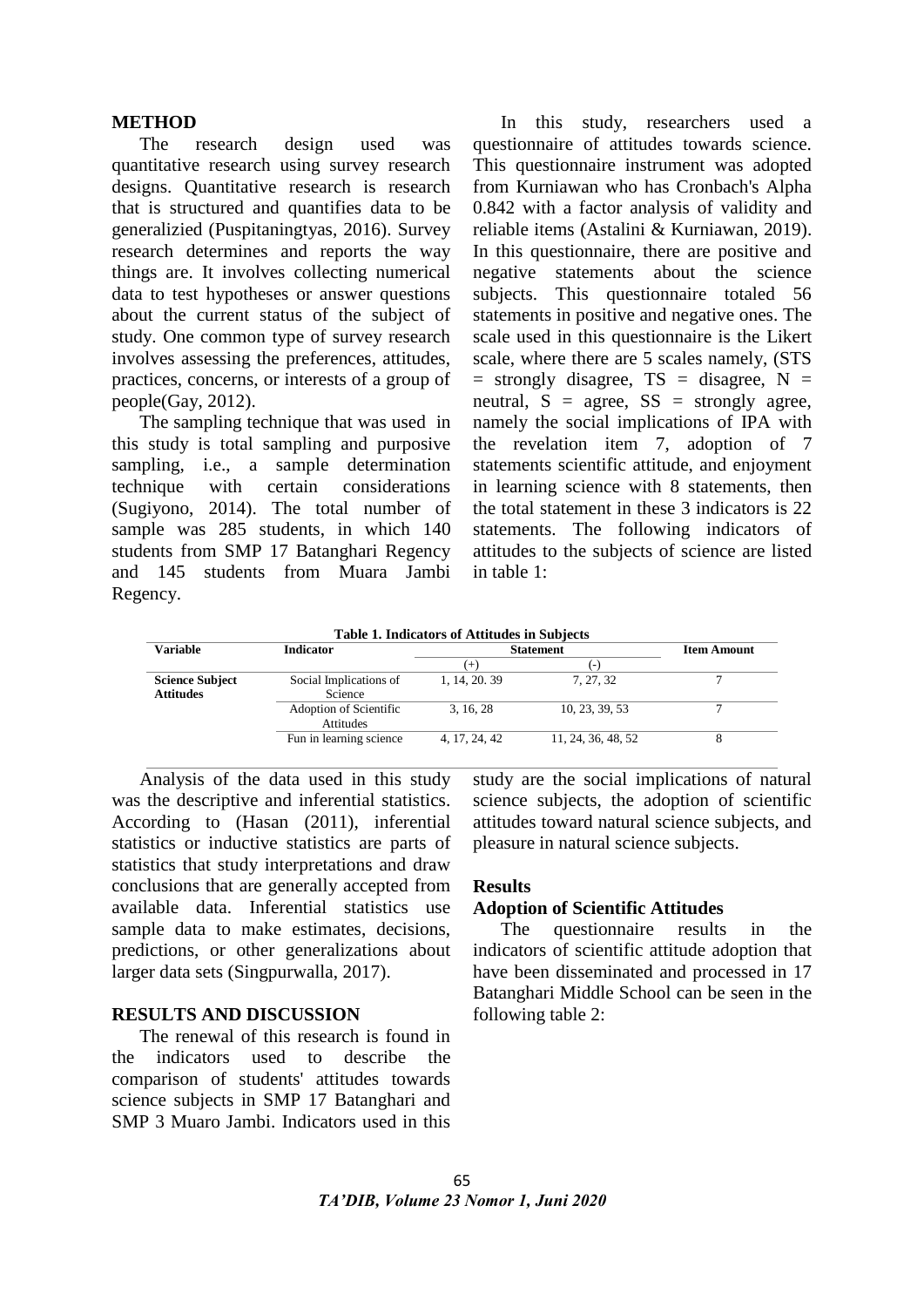## METHOD

The research design used was quantitative research using survey research designs. Quantitative research is research that is structured and quantifies data to be generalizied (Puspitaningtyas, 2016). Survey research determines and reports the way things are. It involves collecting numerical data to test hypotheses or answer questions about the current status of the subject of study. One common type of survey research involves assessing the preferences, attitudes, practices, concerns, or interests of a group of people(Gay, 2012).

The sampling technique that was used in this study is total sampling and purposive sampling, i.e., a sample determination technique with certain considerations (Sugiyono, 2014). The total number of sample was 285 students, in which 140 students from SMP 17 Batanghari Regency and 145 students from Muara Jambi Regency.

In this study, researchers used a questionnaire of attitudes towards science. This questionnaire instrument was adopted from Kurniawan who has Cronbach's Alpha 0.842 with a factor analysis of validity and reliable items (Astalini & Kurniawan, 2019). In this questionnaire, there are positive and negative statements about the science subjects. This questionnaire totaled 56 statements in positive and negative ones. The scale used in this questionnaire is the Likert scale, where there are 5 scales namely, (STS = strongly disagree, TS = disagree, N = neutral, S = agree, SS = strongly agree, namely the social implications of IPA with the revelation item 7, adoption of 7 statements scientific attitude, and enjoyment in learning science with 8 statements, then the total statement in these 3 indicators is 22 statements. The following indicators of attitudes to the subjects of science are listed in table 1:

**Table 1. Indicators of Attitudes in Subjects**

| Variable | Indicator | Statement | | Item Amount |
|---|---|---|---|---|
| | | (+) | (-) | |
| **Science Subject Attitudes** | Social Implications of Science | 1, 14, 20. 39 | 7, 27, 32 | 7 |
| | Adoption of Scientific Attitudes | 3, 16, 28 | 10, 23, 39, 53 | 7 |
| | Fun in learning science | 4, 17, 24, 42 | 11, 24, 36, 48, 52 | 8 |

Analysis of the data used in this study was the descriptive and inferential statistics. According to (Hasan (2011), inferential statistics or inductive statistics are parts of statistics that study interpretations and draw conclusions that are generally accepted from available data. Inferential statistics use sample data to make estimates, decisions, predictions, or other generalizations about larger data sets (Singpurwalla, 2017).

## RESULTS AND DISCUSSION

The renewal of this research is found in the indicators used to describe the comparison of students' attitudes towards science subjects in SMP 17 Batanghari and SMP 3 Muaro Jambi. Indicators used in this study are the social implications of natural science subjects, the adoption of scientific attitudes toward natural science subjects, and pleasure in natural science subjects.

### Results

### Adoption of Scientific Attitudes

The questionnaire results in the indicators of scientific attitude adoption that have been disseminated and processed in 17 Batanghari Middle School can be seen in the following table 2: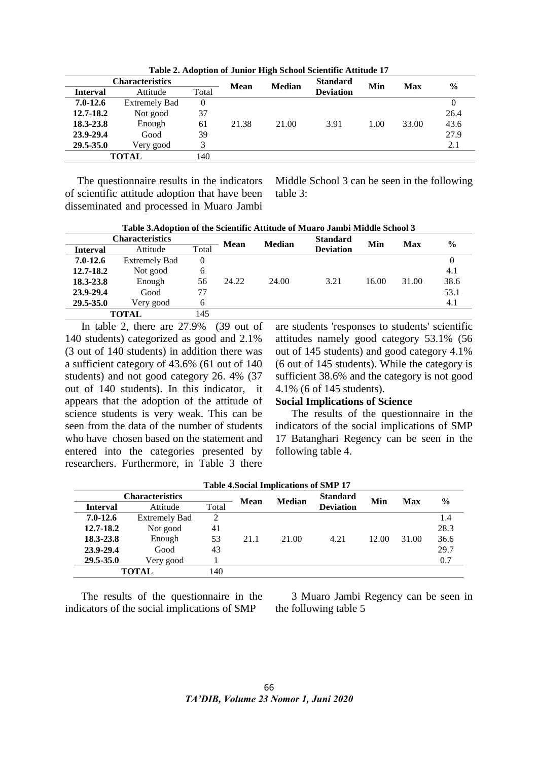**Table 2. Adoption of Junior High School Scientific Attitude 17**

| Characteristics | | | Mean | Median | Standard Deviation | Min | Max | % |
|---|---|---|---|---|---|---|---|---|
| **Interval** | Attitude | Total | | | | | | |
| **7.0-12.6** | Extremely Bad | 0 | | | | | | 0 |
| **12.7-18.2** | Not good | 37 | | | | | | 26.4 |
| **18.3-23.8** | Enough | 61 | 21.38 | 21.00 | 3.91 | 1.00 | 33.00 | 43.6 |
| **23.9-29.4** | Good | 39 | | | | | | 27.9 |
| **29.5-35.0** | Very good | 3 | | | | | | 2.1 |
| **TOTAL** | | 140 | | | | | | |

The questionnaire results in the indicators of scientific attitude adoption that have been disseminated and processed in Muaro Jambi Middle School 3 can be seen in the following table 3:

**Table 3.Adoption of the Scientific Attitude of Muaro Jambi Middle School 3**

| Characteristics | | | Mean | Median | Standard Deviation | Min | Max | % |
|---|---|---|---|---|---|---|---|---|
| **Interval** | Attitude | Total | | | | | | |
| **7.0-12.6** | Extremely Bad | 0 | | | | | | 0 |
| **12.7-18.2** | Not good | 6 | | | | | | 4.1 |
| **18.3-23.8** | Enough | 56 | 24.22 | 24.00 | 3.21 | 16.00 | 31.00 | 38.6 |
| **23.9-29.4** | Good | 77 | | | | | | 53.1 |
| **29.5-35.0** | Very good | 6 | | | | | | 4.1 |
| **TOTAL** | | 145 | | | | | | |

In table 2, there are 27.9% (39 out of 140 students) categorized as good and 2.1% (3 out of 140 students) in addition there was a sufficient category of 43.6% (61 out of 140 students) and not good category 26. 4% (37 out of 140 students). In this indicator, it appears that the adoption of the attitude of science students is very weak. This can be seen from the data of the number of students who have chosen based on the statement and entered into the categories presented by researchers. Furthermore, in Table 3 there are students 'responses to students' scientific attitudes namely good category 53.1% (56 out of 145 students) and good category 4.1% (6 out of 145 students). While the category is sufficient 38.6% and the category is not good 4.1% (6 of 145 students).

**Social Implications of Science**

The results of the questionnaire in the indicators of the social implications of SMP 17 Batanghari Regency can be seen in the following table 4.

**Table 4.Social Implications of SMP 17**

| Characteristics | | | Mean | Median | Standard Deviation | Min | Max | % |
|---|---|---|---|---|---|---|---|---|
| **Interval** | Attitude | Total | | | | | | |
| **7.0-12.6** | Extremely Bad | 2 | | | | | | 1.4 |
| **12.7-18.2** | Not good | 41 | | | | | | 28.3 |
| **18.3-23.8** | Enough | 53 | 21.1 | 21.00 | 4.21 | 12.00 | 31.00 | 36.6 |
| **23.9-29.4** | Good | 43 | | | | | | 29.7 |
| **29.5-35.0** | Very good | 1 | | | | | | 0.7 |
| **TOTAL** | | 140 | | | | | | |

The results of the questionnaire in the indicators of the social implications of SMP 3 Muaro Jambi Regency can be seen in the following table 5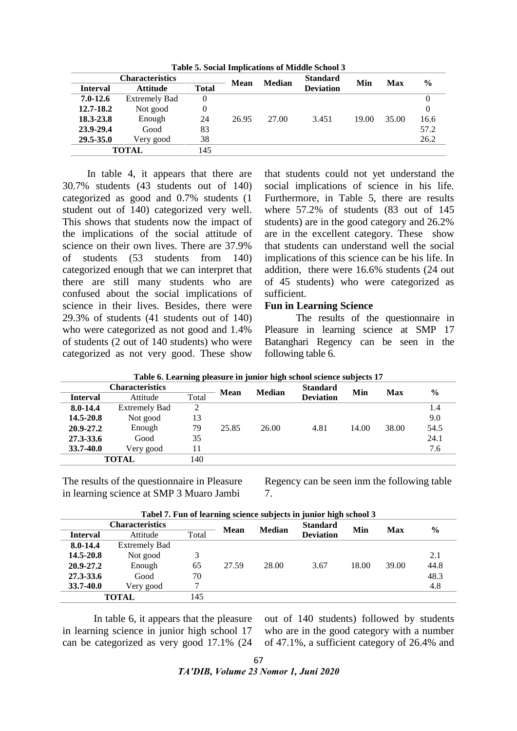**Table 5. Social Implications of Middle School 3**

| Characteristics | | | Mean | Median | Standard Deviation | Min | Max | % |
|---|---|---|---|---|---|---|---|---|
| **Interval** | **Attitude** | **Total** | | | | | | |
| **7.0-12.6** | Extremely Bad | 0 | | | | | | 0 |
| **12.7-18.2** | Not good | 0 | | | | | | 0 |
| **18.3-23.8** | Enough | 24 | 26.95 | 27.00 | 3.451 | 19.00 | 35.00 | 16.6 |
| **23.9-29.4** | Good | 83 | | | | | | 57.2 |
| **29.5-35.0** | Very good | 38 | | | | | | 26.2 |
| **TOTAL** | | 145 | | | | | | |

In table 4, it appears that there are 30.7% students (43 students out of 140) categorized as good and 0.7% students (1 student out of 140) categorized very well. This shows that students now the impact of the implications of the social attitude of science on their own lives. There are 37.9% of students (53 students from 140) categorized enough that we can interpret that there are still many students who are confused about the social implications of science in their lives. Besides, there were 29.3% of students (41 students out of 140) who were categorized as not good and 1.4% of students (2 out of 140 students) who were categorized as not very good. These show that students could not yet understand the social implications of science in his life. Furthermore, in Table 5, there are results where 57.2% of students (83 out of 145 students) are in the good category and 26.2% are in the excellent category. These show that students can understand well the social implications of this science can be his life. In addition, there were 16.6% students (24 out of 45 students) who were categorized as sufficient.

### Fun in Learning Science

The results of the questionnaire in Pleasure in learning science at SMP 17 Batanghari Regency can be seen in the following table 6.

**Table 6. Learning pleasure in junior high school science subjects 17**

| Characteristics | | | Mean | Median | Standard Deviation | Min | Max | % |
|---|---|---|---|---|---|---|---|---|
| **Interval** | Attitude | Total | | | | | | |
| **8.0-14.4** | Extremely Bad | 2 | | | | | | 1.4 |
| **14.5-20.8** | Not good | 13 | | | | | | 9.0 |
| **20.9-27.2** | Enough | 79 | 25.85 | 26.00 | 4.81 | 14.00 | 38.00 | 54.5 |
| **27.3-33.6** | Good | 35 | | | | | | 24.1 |
| **33.7-40.0** | Very good | 11 | | | | | | 7.6 |
| **TOTAL** | | 140 | | | | | | |

The results of the questionnaire in Pleasure in learning science at SMP 3 Muaro Jambi Regency can be seen inm the following table 7.

**Tabel 7. Fun of learning science subjects in junior high school 3**

| Characteristics | | | Mean | Median | Standard Deviation | Min | Max | % |
|---|---|---|---|---|---|---|---|---|
| **Interval** | Attitude | Total | | | | | | |
| **8.0-14.4** | Extremely Bad | | | | | | | |
| **14.5-20.8** | Not good | 3 | | | | | | 2.1 |
| **20.9-27.2** | Enough | 65 | 27.59 | 28.00 | 3.67 | 18.00 | 39.00 | 44.8 |
| **27.3-33.6** | Good | 70 | | | | | | 48.3 |
| **33.7-40.0** | Very good | 7 | | | | | | 4.8 |
| **TOTAL** | | 145 | | | | | | |

In table 6, it appears that the pleasure in learning science in junior high school 17 can be categorized as very good 17.1% (24 out of 140 students) followed by students who are in the good category with a number of 47.1%, a sufficient category of 26.4% and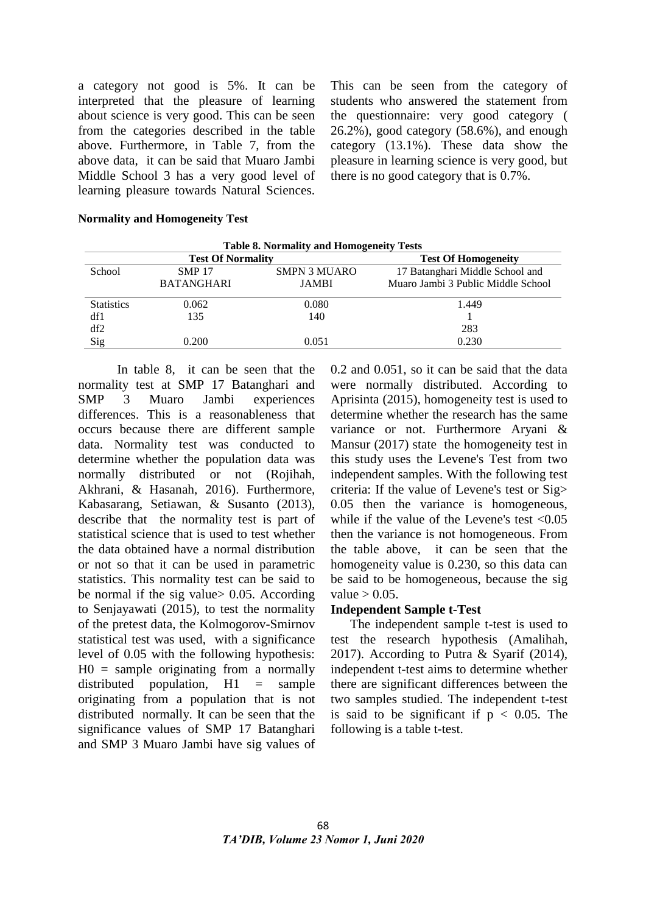a category not good is 5%. It can be interpreted that the pleasure of learning about science is very good. This can be seen from the categories described in the table above. Furthermore, in Table 7, from the above data, it can be said that Muaro Jambi Middle School 3 has a very good level of learning pleasure towards Natural Sciences. This can be seen from the category of students who answered the statement from the questionnaire: very good category ( 26.2%), good category (58.6%), and enough category (13.1%). These data show the pleasure in learning science is very good, but there is no good category that is 0.7%.

**Normality and Homogeneity Test**

**Table 8. Normality and Homogeneity Tests**

| | Test Of Normality | | Test Of Homogeneity |
|---|---|---|---|
| School | SMP 17 BATANGHARI | SMPN 3 MUARO JAMBI | 17 Batanghari Middle School and Muaro Jambi 3 Public Middle School |
| Statistics | 0.062 | 0.080 | 1.449 |
| df1 | 135 | 140 | 1 |
| df2 | | | 283 |
| Sig | 0.200 | 0.051 | 0.230 |

In table 8, it can be seen that the normality test at SMP 17 Batanghari and SMP 3 Muaro Jambi experiences differences. This is a reasonableness that occurs because there are different sample data. Normality test was conducted to determine whether the population data was normally distributed or not (Rojihah, Akhrani, & Hasanah, 2016). Furthermore, Kabasarang, Setiawan, & Susanto (2013), describe that the normality test is part of statistical science that is used to test whether the data obtained have a normal distribution or not so that it can be used in parametric statistics. This normality test can be said to be normal if the sig value> 0.05. According to Senjayawati (2015), to test the normality of the pretest data, the Kolmogorov-Smirnov statistical test was used, with a significance level of 0.05 with the following hypothesis: $H0$ = sample originating from a normally distributed population, $H1$ = sample originating from a population that is not distributed normally. It can be seen that the significance values of SMP 17 Batanghari and SMP 3 Muaro Jambi have sig values of 0.2 and 0.051, so it can be said that the data were normally distributed. According to Aprisinta (2015), homogeneity test is used to determine whether the research has the same variance or not. Furthermore Aryani & Mansur (2017) state the homogeneity test in this study uses the Levene's Test from two independent samples. With the following test criteria: If the value of Levene's test or Sig> 0.05 then the variance is homogeneous, while if the value of the Levene's test <0.05 then the variance is not homogeneous. From the table above, it can be seen that the homogeneity value is 0.230, so this data can be said to be homogeneous, because the sig value > 0.05.

**Independent Sample t-Test**

The independent sample t-test is used to test the research hypothesis (Amalihah, 2017). According to Putra & Syarif (2014), independent t-test aims to determine whether there are significant differences between the two samples studied. The independent t-test is said to be significant if $p < 0.05$. The following is a table t-test.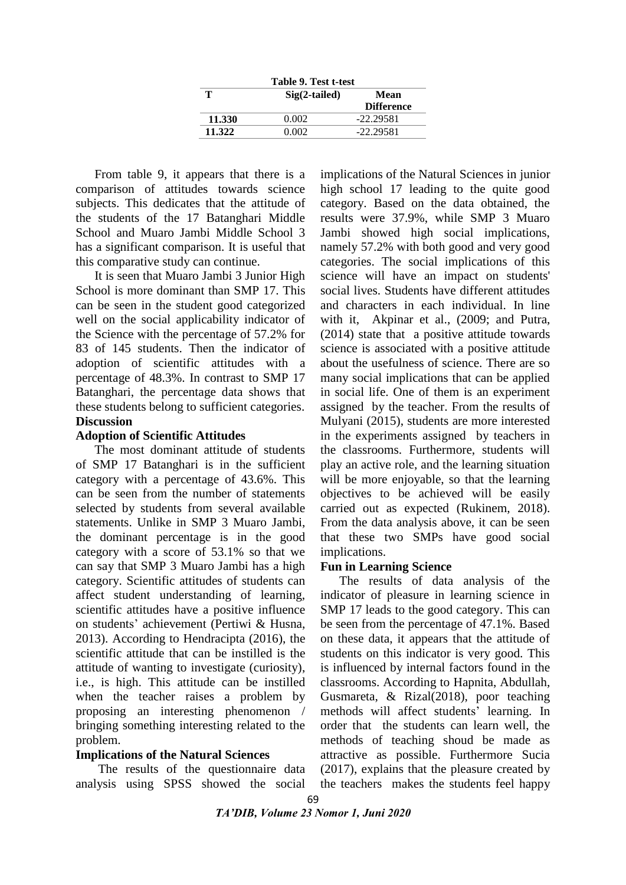**Table 9. Test t-test**

| T | Sig(2-tailed) | Mean Difference |
|---|---|---|
| **11.330** | 0.002 | -22.29581 |
| **11.322** | 0.002 | -22.29581 |

From table 9, it appears that there is a comparison of attitudes towards science subjects. This dedicates that the attitude of the students of the 17 Batanghari Middle School and Muaro Jambi Middle School 3 has a significant comparison. It is useful that this comparative study can continue.

It is seen that Muaro Jambi 3 Junior High School is more dominant than SMP 17. This can be seen in the student good categorized well on the social applicability indicator of the Science with the percentage of 57.2% for 83 of 145 students. Then the indicator of adoption of scientific attitudes with a percentage of 48.3%. In contrast to SMP 17 Batanghari, the percentage data shows that these students belong to sufficient categories.

## Discussion

### Adoption of Scientific Attitudes

The most dominant attitude of students of SMP 17 Batanghari is in the sufficient category with a percentage of 43.6%. This can be seen from the number of statements selected by students from several available statements. Unlike in SMP 3 Muaro Jambi, the dominant percentage is in the good category with a score of 53.1% so that we can say that SMP 3 Muaro Jambi has a high category. Scientific attitudes of students can affect student understanding of learning, scientific attitudes have a positive influence on students' achievement (Pertiwi & Husna, 2013). According to Hendracipta (2016), the scientific attitude that can be instilled is the attitude of wanting to investigate (curiosity), i.e., is high. This attitude can be instilled when the teacher raises a problem by proposing an interesting phenomenon / bringing something interesting related to the problem.

### Implications of the Natural Sciences

The results of the questionnaire data analysis using SPSS showed the social implications of the Natural Sciences in junior high school 17 leading to the quite good category. Based on the data obtained, the results were 37.9%, while SMP 3 Muaro Jambi showed high social implications, namely 57.2% with both good and very good categories. The social implications of this science will have an impact on students' social lives. Students have different attitudes and characters in each individual. In line with it, Akpinar et al., (2009; and Putra, (2014) state that a positive attitude towards science is associated with a positive attitude about the usefulness of science. There are so many social implications that can be applied in social life. One of them is an experiment assigned by the teacher. From the results of Mulyani (2015), students are more interested in the experiments assigned by teachers in the classrooms. Furthermore, students will play an active role, and the learning situation will be more enjoyable, so that the learning objectives to be achieved will be easily carried out as expected (Rukinem, 2018). From the data analysis above, it can be seen that these two SMPs have good social implications.

### Fun in Learning Science

The results of data analysis of the indicator of pleasure in learning science in SMP 17 leads to the good category. This can be seen from the percentage of 47.1%. Based on these data, it appears that the attitude of students on this indicator is very good. This is influenced by internal factors found in the classrooms. According to Hapnita, Abdullah, Gusmareta, & Rizal(2018), poor teaching methods will affect students' learning. In order that the students can learn well, the methods of teaching shoud be made as attractive as possible. Furthermore Sucia (2017), explains that the pleasure created by the teachers makes the students feel happy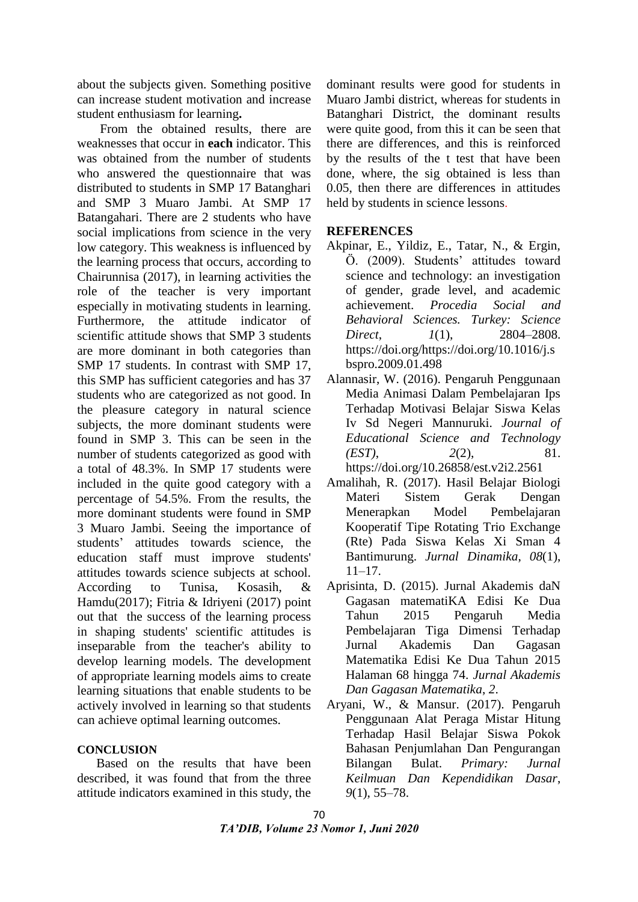about the subjects given. Something positive can increase student motivation and increase student enthusiasm for learning**.**

From the obtained results, there are weaknesses that occur in **each** indicator. This was obtained from the number of students who answered the questionnaire that was distributed to students in SMP 17 Batanghari and SMP 3 Muaro Jambi. At SMP 17 Batangahari. There are 2 students who have social implications from science in the very low category. This weakness is influenced by the learning process that occurs, according to Chairunnisa (2017), in learning activities the role of the teacher is very important especially in motivating students in learning. Furthermore, the attitude indicator of scientific attitude shows that SMP 3 students are more dominant in both categories than SMP 17 students. In contrast with SMP 17, this SMP has sufficient categories and has 37 students who are categorized as not good. In the pleasure category in natural science subjects, the more dominant students were found in SMP 3. This can be seen in the number of students categorized as good with a total of 48.3%. In SMP 17 students were included in the quite good category with a percentage of 54.5%. From the results, the more dominant students were found in SMP 3 Muaro Jambi. Seeing the importance of students' attitudes towards science, the education staff must improve students' attitudes towards science subjects at school. According to Tunisa, Kosasih, & Hamdu(2017); Fitria & Idriyeni (2017) point out that the success of the learning process in shaping students' scientific attitudes is inseparable from the teacher's ability to develop learning models. The development of appropriate learning models aims to create learning situations that enable students to be actively involved in learning so that students can achieve optimal learning outcomes.

## CONCLUSION

Based on the results that have been described, it was found that from the three attitude indicators examined in this study, the dominant results were good for students in Muaro Jambi district, whereas for students in Batanghari District, the dominant results were quite good, from this it can be seen that there are differences, and this is reinforced by the results of the t test that have been done, where, the sig obtained is less than 0.05, then there are differences in attitudes held by students in science lessons.

## REFERENCES

Akpinar, E., Yildiz, E., Tatar, N., & Ergin, Ö. (2009). Students' attitudes toward science and technology: an investigation of gender, grade level, and academic achievement. *Procedia Social and Behavioral Sciences. Turkey: Science Direct*, *1*(1), 2804–2808. https://doi.org/https://doi.org/10.1016/j.sbspro.2009.01.498

Alannasir, W. (2016). Pengaruh Penggunaan Media Animasi Dalam Pembelajaran Ips Terhadap Motivasi Belajar Siswa Kelas Iv Sd Negeri Mannuruki. *Journal of Educational Science and Technology (EST)*, *2*(2), 81. https://doi.org/10.26858/est.v2i2.2561

Amalihah, R. (2017). Hasil Belajar Biologi Materi Sistem Gerak Dengan Menerapkan Model Pembelajaran Kooperatif Tipe Rotating Trio Exchange (Rte) Pada Siswa Kelas Xi Sman 4 Bantimurung. *Jurnal Dinamika*, *08*(1), 11–17.

Aprisinta, D. (2015). Jurnal Akademis daN Gagasan matematiKA Edisi Ke Dua Tahun 2015 Pengaruh Media Pembelajaran Tiga Dimensi Terhadap Jurnal Akademis Dan Gagasan Matematika Edisi Ke Dua Tahun 2015 Halaman 68 hingga 74. *Jurnal Akademis Dan Gagasan Matematika*, *2*.

Aryani, W., & Mansur. (2017). Pengaruh Penggunaan Alat Peraga Mistar Hitung Terhadap Hasil Belajar Siswa Pokok Bahasan Penjumlahan Dan Pengurangan Bilangan Bulat. *Primary: Jurnal Keilmuan Dan Kependidikan Dasar*, *9*(1), 55–78.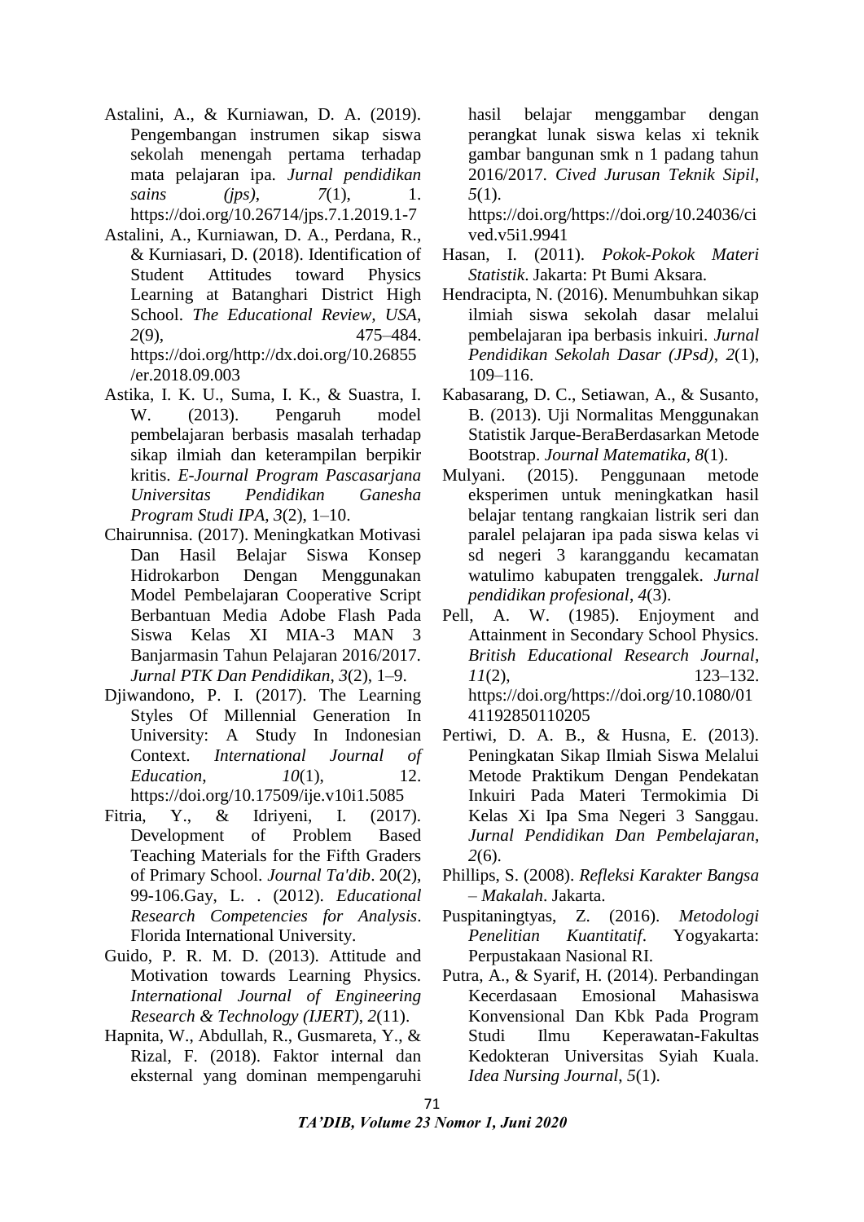Astalini, A., & Kurniawan, D. A. (2019). Pengembangan instrumen sikap siswa sekolah menengah pertama terhadap mata pelajaran ipa. *Jurnal pendidikan sains (jps)*, *7*(1), 1. https://doi.org/10.26714/jps.7.1.2019.1-7

Astalini, A., Kurniawan, D. A., Perdana, R., & Kurniasari, D. (2018). Identification of Student Attitudes toward Physics Learning at Batanghari District High School. *The Educational Review, USA*, *2*(9), 475–484. https://doi.org/http://dx.doi.org/10.26855/er.2018.09.003

Astika, I. K. U., Suma, I. K., & Suastra, I. W. (2013). Pengaruh model pembelajaran berbasis masalah terhadap sikap ilmiah dan keterampilan berpikir kritis. *E-Journal Program Pascasarjana Universitas Pendidikan Ganesha Program Studi IPA*, *3*(2), 1–10.

Chairunnisa. (2017). Meningkatkan Motivasi Dan Hasil Belajar Siswa Konsep Hidrokarbon Dengan Menggunakan Model Pembelajaran Cooperative Script Berbantuan Media Adobe Flash Pada Siswa Kelas XI MIA-3 MAN 3 Banjarmasin Tahun Pelajaran 2016/2017. *Jurnal PTK Dan Pendidikan*, *3*(2), 1–9.

Djiwandono, P. I. (2017). The Learning Styles Of Millennial Generation In University: A Study In Indonesian Context. *International Journal of Education*, *10*(1), 12. https://doi.org/10.17509/ije.v10i1.5085

Fitria, Y., & Idriyeni, I. (2017). Development of Problem Based Teaching Materials for the Fifth Graders of Primary School. *Journal Ta'dib*. 20(2), 99-106.Gay, L. . (2012). *Educational Research Competencies for Analysis*. Florida International University.

Guido, P. R. M. D. (2013). Attitude and Motivation towards Learning Physics. *International Journal of Engineering Research & Technology (IJERT)*, *2*(11).

Hapnita, W., Abdullah, R., Gusmareta, Y., & Rizal, F. (2018). Faktor internal dan eksternal yang dominan mempengaruhi hasil belajar menggambar dengan perangkat lunak siswa kelas xi teknik gambar bangunan smk n 1 padang tahun 2016/2017. *Cived Jurusan Teknik Sipil*, *5*(1). https://doi.org/https://doi.org/10.24036/cived.v5i1.9941

Hasan, I. (2011). *Pokok-Pokok Materi Statistik*. Jakarta: Pt Bumi Aksara.

Hendracipta, N. (2016). Menumbuhkan sikap ilmiah siswa sekolah dasar melalui pembelajaran ipa berbasis inkuiri. *Jurnal Pendidikan Sekolah Dasar (JPsd)*, *2*(1), 109–116.

Kabasarang, D. C., Setiawan, A., & Susanto, B. (2013). Uji Normalitas Menggunakan Statistik Jarque-BeraBerdasarkan Metode Bootstrap. *Journal Matematika*, *8*(1).

Mulyani. (2015). Penggunaan metode eksperimen untuk meningkatkan hasil belajar tentang rangkaian listrik seri dan paralel pelajaran ipa pada siswa kelas vi sd negeri 3 karanggandu kecamatan watulimo kabupaten trenggalek. *Jurnal pendidikan profesional*, *4*(3).

Pell, A. W. (1985). Enjoyment and Attainment in Secondary School Physics. *British Educational Research Journal*, *11*(2), 123–132. https://doi.org/https://doi.org/10.1080/0141192850110205

Pertiwi, D. A. B., & Husna, E. (2013). Peningkatan Sikap Ilmiah Siswa Melalui Metode Praktikum Dengan Pendekatan Inkuiri Pada Materi Termokimia Di Kelas Xi Ipa Sma Negeri 3 Sanggau. *Jurnal Pendidikan Dan Pembelajaran*, *2*(6).

Phillips, S. (2008). *Refleksi Karakter Bangsa – Makalah*. Jakarta.

Puspitaningtyas, Z. (2016). *Metodologi Penelitian Kuantitatif*. Yogyakarta: Perpustakaan Nasional RI.

Putra, A., & Syarif, H. (2014). Perbandingan Kecerdasaan Emosional Mahasiswa Konvensional Dan Kbk Pada Program Studi Ilmu Keperawatan-Fakultas Kedokteran Universitas Syiah Kuala. *Idea Nursing Journal*, *5*(1).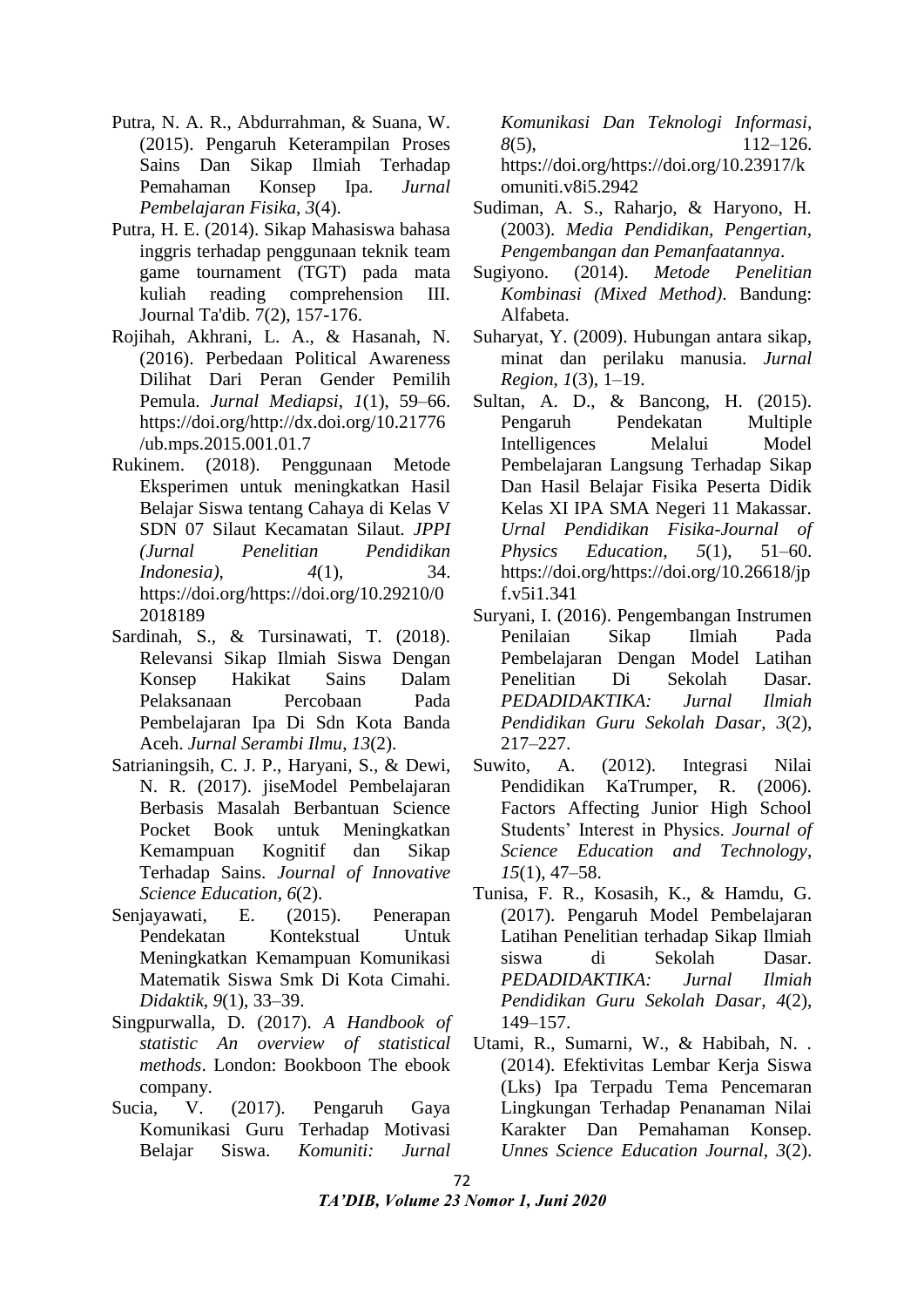Putra, N. A. R., Abdurrahman, & Suana, W. (2015). Pengaruh Keterampilan Proses Sains Dan Sikap Ilmiah Terhadap Pemahaman Konsep Ipa. *Jurnal Pembelajaran Fisika*, *3*(4).

Putra, H. E. (2014). Sikap Mahasiswa bahasa inggris terhadap penggunaan teknik team game tournament (TGT) pada mata kuliah reading comprehension III. Journal Ta'dib. 7(2), 157-176.

Rojihah, Akhrani, L. A., & Hasanah, N. (2016). Perbedaan Political Awareness Dilihat Dari Peran Gender Pemilih Pemula. *Jurnal Mediapsi*, *1*(1), 59–66. https://doi.org/http://dx.doi.org/10.21776/ub.mps.2015.001.01.7

Rukinem. (2018). Penggunaan Metode Eksperimen untuk meningkatkan Hasil Belajar Siswa tentang Cahaya di Kelas V SDN 07 Silaut Kecamatan Silaut. *JPPI (Jurnal Penelitian Pendidikan Indonesia)*, *4*(1), 34. https://doi.org/https://doi.org/10.29210/02018189

Sardinah, S., & Tursinawati, T. (2018). Relevansi Sikap Ilmiah Siswa Dengan Konsep Hakikat Sains Dalam Pelaksanaan Percobaan Pada Pembelajaran Ipa Di Sdn Kota Banda Aceh. *Jurnal Serambi Ilmu*, *13*(2).

Satrianingsih, C. J. P., Haryani, S., & Dewi, N. R. (2017). jiseModel Pembelajaran Berbasis Masalah Berbantuan Science Pocket Book untuk Meningkatkan Kemampuan Kognitif dan Sikap Terhadap Sains. *Journal of Innovative Science Education*, *6*(2).

Senjayawati, E. (2015). Penerapan Pendekatan Kontekstual Untuk Meningkatkan Kemampuan Komunikasi Matematik Siswa Smk Di Kota Cimahi. *Didaktik*, *9*(1), 33–39.

Singpurwalla, D. (2017). *A Handbook of statistic An overview of statistical methods*. London: Bookboon The ebook company.

Sucia, V. (2017). Pengaruh Gaya Komunikasi Guru Terhadap Motivasi Belajar Siswa. *Komuniti: Jurnal Komunikasi Dan Teknologi Informasi*, *8*(5), 112–126. https://doi.org/https://doi.org/10.23917/komuniti.v8i5.2942

Sudiman, A. S., Raharjo, & Haryono, H. (2003). *Media Pendidikan, Pengertian, Pengembangan dan Pemanfaatannya*.

Sugiyono. (2014). *Metode Penelitian Kombinasi (Mixed Method)*. Bandung: Alfabeta.

Suharyat, Y. (2009). Hubungan antara sikap, minat dan perilaku manusia. *Jurnal Region*, *1*(3), 1–19.

Sultan, A. D., & Bancong, H. (2015). Pengaruh Pendekatan Multiple Intelligences Melalui Model Pembelajaran Langsung Terhadap Sikap Dan Hasil Belajar Fisika Peserta Didik Kelas XI IPA SMA Negeri 11 Makassar. *Urnal Pendidikan Fisika-Journal of Physics Education*, *5*(1), 51–60. https://doi.org/https://doi.org/10.26618/jpf.v5i1.341

Suryani, I. (2016). Pengembangan Instrumen Penilaian Sikap Ilmiah Pada Pembelajaran Dengan Model Latihan Penelitian Di Sekolah Dasar. *PEDADIDAKTIKA: Jurnal Ilmiah Pendidikan Guru Sekolah Dasar*, *3*(2), 217–227.

Suwito, A. (2012). Integrasi Nilai Pendidikan KaTrumper, R. (2006). Factors Affecting Junior High School Students' Interest in Physics. *Journal of Science Education and Technology*, *15*(1), 47–58.

Tunisa, F. R., Kosasih, K., & Hamdu, G. (2017). Pengaruh Model Pembelajaran Latihan Penelitian terhadap Sikap Ilmiah siswa di Sekolah Dasar. *PEDADIDAKTIKA: Jurnal Ilmiah Pendidikan Guru Sekolah Dasar*, *4*(2), 149–157.

Utami, R., Sumarni, W., & Habibah, N. . (2014). Efektivitas Lembar Kerja Siswa (Lks) Ipa Terpadu Tema Pencemaran Lingkungan Terhadap Penanaman Nilai Karakter Dan Pemahaman Konsep. *Unnes Science Education Journal*, *3*(2).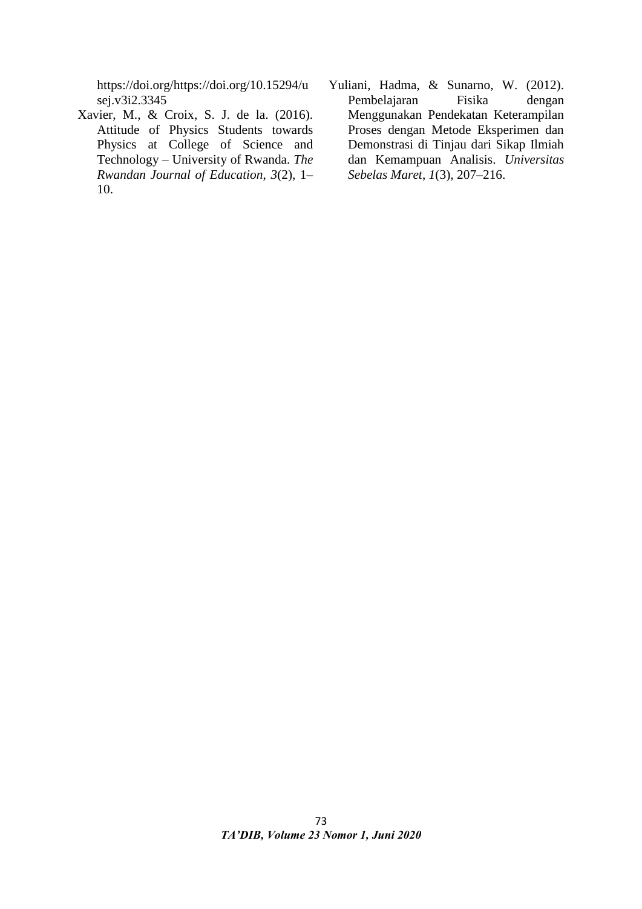https://doi.org/https://doi.org/10.15294/usej.v3i2.3345

Xavier, M., & Croix, S. J. de la. (2016). Attitude of Physics Students towards Physics at College of Science and Technology – University of Rwanda. *The Rwandan Journal of Education*, *3*(2), 1–10.

Yuliani, Hadma, & Sunarno, W. (2012). Pembelajaran Fisika dengan Menggunakan Pendekatan Keterampilan Proses dengan Metode Eksperimen dan Demonstrasi di Tinjau dari Sikap Ilmiah dan Kemampuan Analisis. *Universitas Sebelas Maret*, *1*(3), 207–216.